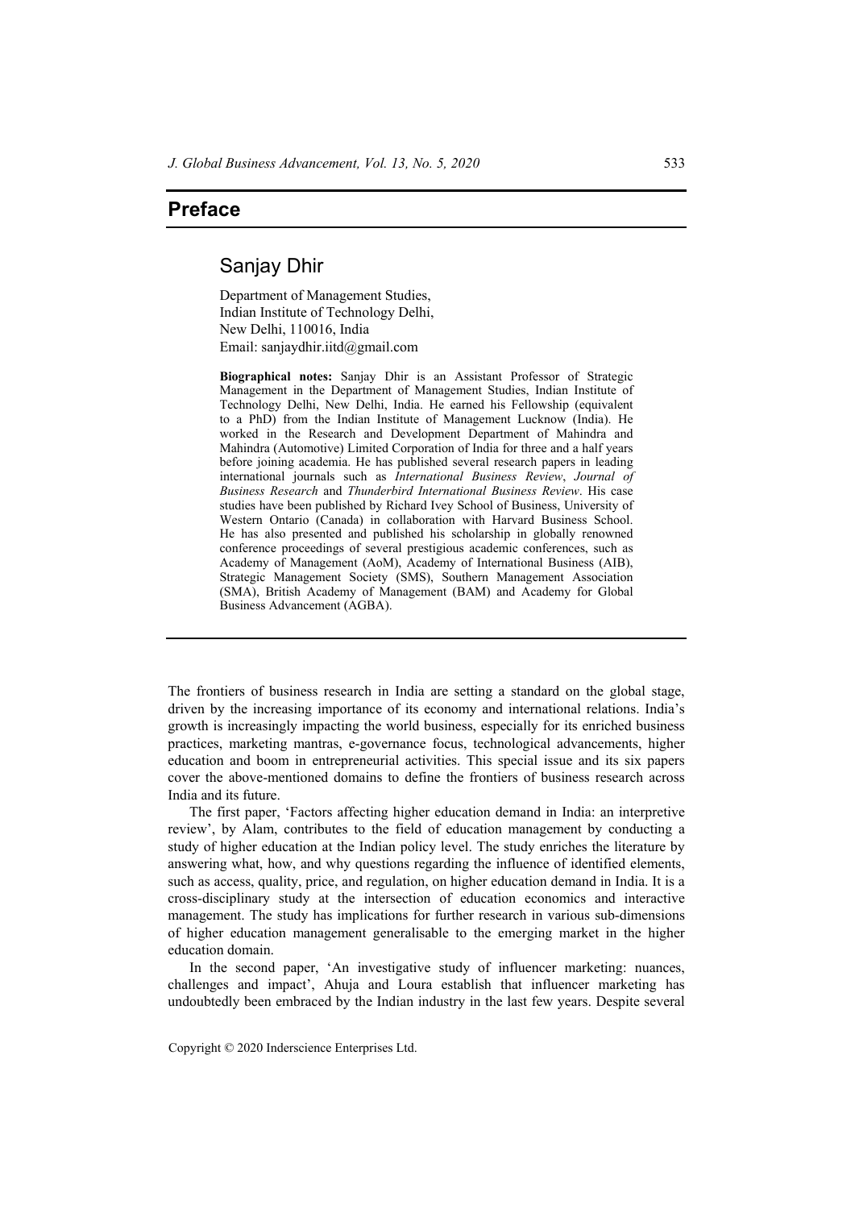# Preface

## Sanjay Dhir

Department of Management Studies,
Indian Institute of Technology Delhi,
New Delhi, 110016, India
Email: sanjaydhir.iitd@gmail.com

**Biographical notes:** Sanjay Dhir is an Assistant Professor of Strategic Management in the Department of Management Studies, Indian Institute of Technology Delhi, New Delhi, India. He earned his Fellowship (equivalent to a PhD) from the Indian Institute of Management Lucknow (India). He worked in the Research and Development Department of Mahindra and Mahindra (Automotive) Limited Corporation of India for three and a half years before joining academia. He has published several research papers in leading international journals such as *International Business Review*, *Journal of Business Research* and *Thunderbird International Business Review*. His case studies have been published by Richard Ivey School of Business, University of Western Ontario (Canada) in collaboration with Harvard Business School. He has also presented and published his scholarship in globally renowned conference proceedings of several prestigious academic conferences, such as Academy of Management (AoM), Academy of International Business (AIB), Strategic Management Society (SMS), Southern Management Association (SMA), British Academy of Management (BAM) and Academy for Global Business Advancement (AGBA).

The frontiers of business research in India are setting a standard on the global stage, driven by the increasing importance of its economy and international relations. India's growth is increasingly impacting the world business, especially for its enriched business practices, marketing mantras, e-governance focus, technological advancements, higher education and boom in entrepreneurial activities. This special issue and its six papers cover the above-mentioned domains to define the frontiers of business research across India and its future.

The first paper, 'Factors affecting higher education demand in India: an interpretive review', by Alam, contributes to the field of education management by conducting a study of higher education at the Indian policy level. The study enriches the literature by answering what, how, and why questions regarding the influence of identified elements, such as access, quality, price, and regulation, on higher education demand in India. It is a cross-disciplinary study at the intersection of education economics and interactive management. The study has implications for further research in various sub-dimensions of higher education management generalisable to the emerging market in the higher education domain.

In the second paper, 'An investigative study of influencer marketing: nuances, challenges and impact', Ahuja and Loura establish that influencer marketing has undoubtedly been embraced by the Indian industry in the last few years. Despite several

Copyright © 2020 Inderscience Enterprises Ltd.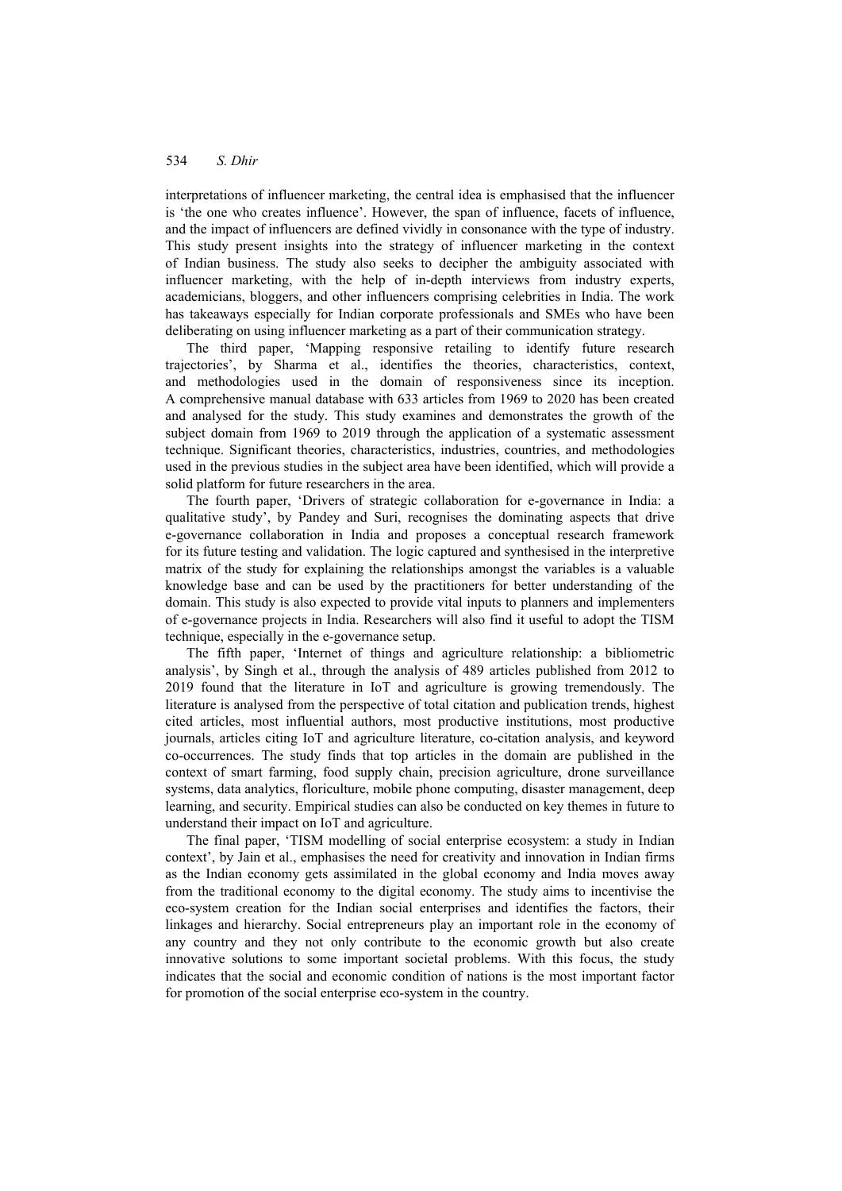interpretations of influencer marketing, the central idea is emphasised that the influencer is 'the one who creates influence'. However, the span of influence, facets of influence, and the impact of influencers are defined vividly in consonance with the type of industry. This study present insights into the strategy of influencer marketing in the context of Indian business. The study also seeks to decipher the ambiguity associated with influencer marketing, with the help of in-depth interviews from industry experts, academicians, bloggers, and other influencers comprising celebrities in India. The work has takeaways especially for Indian corporate professionals and SMEs who have been deliberating on using influencer marketing as a part of their communication strategy.

The third paper, 'Mapping responsive retailing to identify future research trajectories', by Sharma et al., identifies the theories, characteristics, context, and methodologies used in the domain of responsiveness since its inception. A comprehensive manual database with 633 articles from 1969 to 2020 has been created and analysed for the study. This study examines and demonstrates the growth of the subject domain from 1969 to 2019 through the application of a systematic assessment technique. Significant theories, characteristics, industries, countries, and methodologies used in the previous studies in the subject area have been identified, which will provide a solid platform for future researchers in the area.

The fourth paper, 'Drivers of strategic collaboration for e-governance in India: a qualitative study', by Pandey and Suri, recognises the dominating aspects that drive e-governance collaboration in India and proposes a conceptual research framework for its future testing and validation. The logic captured and synthesised in the interpretive matrix of the study for explaining the relationships amongst the variables is a valuable knowledge base and can be used by the practitioners for better understanding of the domain. This study is also expected to provide vital inputs to planners and implementers of e-governance projects in India. Researchers will also find it useful to adopt the TISM technique, especially in the e-governance setup.

The fifth paper, 'Internet of things and agriculture relationship: a bibliometric analysis', by Singh et al., through the analysis of 489 articles published from 2012 to 2019 found that the literature in IoT and agriculture is growing tremendously. The literature is analysed from the perspective of total citation and publication trends, highest cited articles, most influential authors, most productive institutions, most productive journals, articles citing IoT and agriculture literature, co-citation analysis, and keyword co-occurrences. The study finds that top articles in the domain are published in the context of smart farming, food supply chain, precision agriculture, drone surveillance systems, data analytics, floriculture, mobile phone computing, disaster management, deep learning, and security. Empirical studies can also be conducted on key themes in future to understand their impact on IoT and agriculture.

The final paper, 'TISM modelling of social enterprise ecosystem: a study in Indian context', by Jain et al., emphasises the need for creativity and innovation in Indian firms as the Indian economy gets assimilated in the global economy and India moves away from the traditional economy to the digital economy. The study aims to incentivise the eco-system creation for the Indian social enterprises and identifies the factors, their linkages and hierarchy. Social entrepreneurs play an important role in the economy of any country and they not only contribute to the economic growth but also create innovative solutions to some important societal problems. With this focus, the study indicates that the social and economic condition of nations is the most important factor for promotion of the social enterprise eco-system in the country.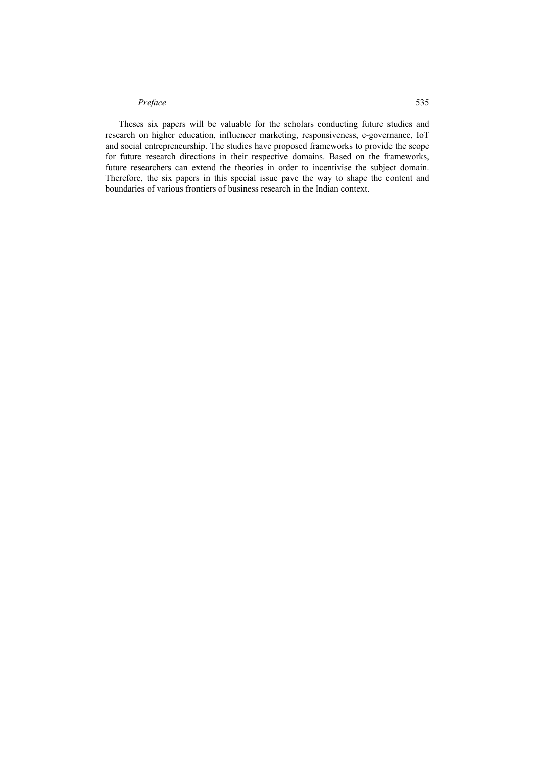Theses six papers will be valuable for the scholars conducting future studies and research on higher education, influencer marketing, responsiveness, e-governance, IoT and social entrepreneurship. The studies have proposed frameworks to provide the scope for future research directions in their respective domains. Based on the frameworks, future researchers can extend the theories in order to incentivise the subject domain. Therefore, the six papers in this special issue pave the way to shape the content and boundaries of various frontiers of business research in the Indian context.